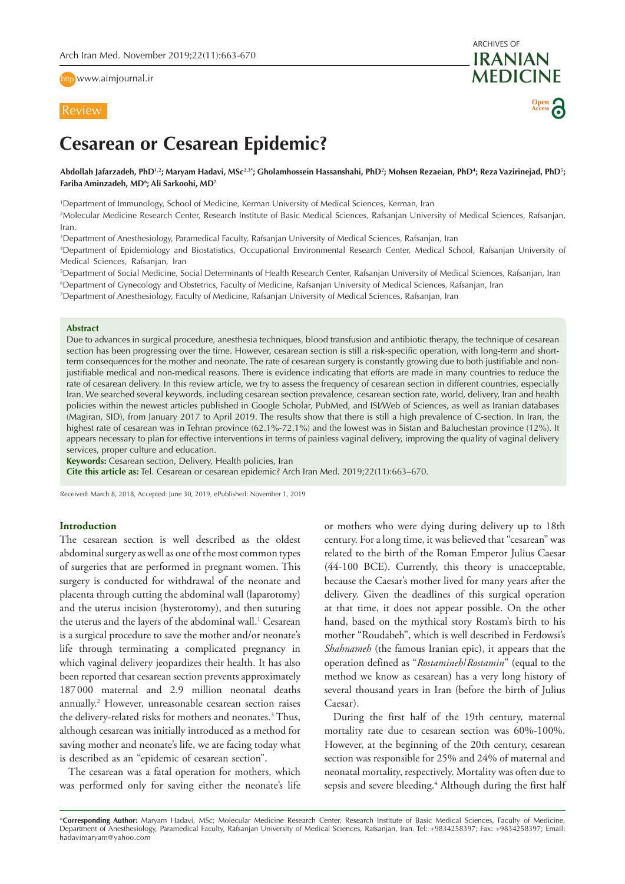Review

# Cesarean or Cesarean Epidemic?

**Abdollah Jafarzadeh, PhD[1,2]; Maryam Hadavi, MSc[2,3*]; Gholamhossein Hassanshahi, PhD[2]; Mohsen Rezaeian, PhD[4]; Reza Vazirinejad, PhD[5]; Fariba Aminzadeh, MD[6]; Ali Sarkoohi, MD[7]**

[1]Department of Immunology, School of Medicine, Kerman University of Medical Sciences, Kerman, Iran

[2]Molecular Medicine Research Center, Research Institute of Basic Medical Sciences, Rafsanjan University of Medical Sciences, Rafsanjan, Iran.

[3]Department of Anesthesiology, Paramedical Faculty, Rafsanjan University of Medical Sciences, Rafsanjan, Iran

[4]Department of Epidemiology and Biostatistics, Occupational Environmental Research Center, Medical School, Rafsanjan University of Medical Sciences, Rafsanjan, Iran

[5]Department of Social Medicine, Social Determinants of Health Research Center, Rafsanjan University of Medical Sciences, Rafsanjan, Iran

[6]Department of Gynecology and Obstetrics, Faculty of Medicine, Rafsanjan University of Medical Sciences, Rafsanjan, Iran

[7]Department of Anesthesiology, Faculty of Medicine, Rafsanjan University of Medical Sciences, Rafsanjan, Iran

**Abstract**

Due to advances in surgical procedure, anesthesia techniques, blood transfusion and antibiotic therapy, the technique of cesarean section has been progressing over the time. However, cesarean section is still a risk-specific operation, with long-term and short-term consequences for the mother and neonate. The rate of cesarean surgery is constantly growing due to both justifiable and non-justifiable medical and non-medical reasons. There is evidence indicating that efforts are made in many countries to reduce the rate of cesarean delivery. In this review article, we try to assess the frequency of cesarean section in different countries, especially Iran. We searched several keywords, including cesarean section prevalence, cesarean section rate, world, delivery, Iran and health policies within the newest articles published in Google Scholar, PubMed, and ISI/Web of Sciences, as well as Iranian databases (Magiran, SID), from January 2017 to April 2019. The results show that there is still a high prevalence of C-section. In Iran, the highest rate of cesarean was in Tehran province (62.1%-72.1%) and the lowest was in Sistan and Baluchestan province (12%). It appears necessary to plan for effective interventions in terms of painless vaginal delivery, improving the quality of vaginal delivery services, proper culture and education.

**Keywords:** Cesarean section, Delivery, Health policies, Iran

**Cite this article as:** Tel. Cesarean or cesarean epidemic? Arch Iran Med. 2019;22(11):663–670.

Received: March 8, 2018, Accepted: June 30, 2019, ePublished: November 1, 2019

## Introduction

The cesarean section is well described as the oldest abdominal surgery as well as one of the most common types of surgeries that are performed in pregnant women. This surgery is conducted for withdrawal of the neonate and placenta through cutting the abdominal wall (laparotomy) and the uterus incision (hysterotomy), and then suturing the uterus and the layers of the abdominal wall.[1] Cesarean is a surgical procedure to save the mother and/or neonate's life through terminating a complicated pregnancy in which vaginal delivery jeopardizes their health. It has also been reported that cesarean section prevents approximately 187 000 maternal and 2.9 million neonatal deaths annually.[2] However, unreasonable cesarean section raises the delivery-related risks for mothers and neonates.[3] Thus, although cesarean was initially introduced as a method for saving mother and neonate's life, we are facing today what is described as an "epidemic of cesarean section".

The cesarean was a fatal operation for mothers, which was performed only for saving either the neonate's life or mothers who were dying during delivery up to 18th century. For a long time, it was believed that "cesarean" was related to the birth of the Roman Emperor Julius Caesar (44-100 BCE). Currently, this theory is unacceptable, because the Caesar's mother lived for many years after the delivery. Given the deadlines of this surgical operation at that time, it does not appear possible. On the other hand, based on the mythical story Rostam's birth to his mother "Roudabeh", which is well described in Ferdowsi's *Shahnameh* (the famous Iranian epic), it appears that the operation defined as "*Rostamineh/Rostamin*" (equal to the method we know as cesarean) has a very long history of several thousand years in Iran (before the birth of Julius Caesar).

During the first half of the 19th century, maternal mortality rate due to cesarean section was 60%-100%. However, at the beginning of the 20th century, cesarean section was responsible for 25% and 24% of maternal and neonatal mortality, respectively. Mortality was often due to sepsis and severe bleeding.[4] Although during the first half

\*Corresponding Author: Maryam Hadavi, MSc; Molecular Medicine Research Center, Research Institute of Basic Medical Sciences, Faculty of Medicine, Department of Anesthesiology, Paramedical Faculty, Rafsanjan University of Medical Sciences, Rafsanjan, Iran. Tel: +9834258397; Fax: +9834258397; Email: hadavimaryam@yahoo.com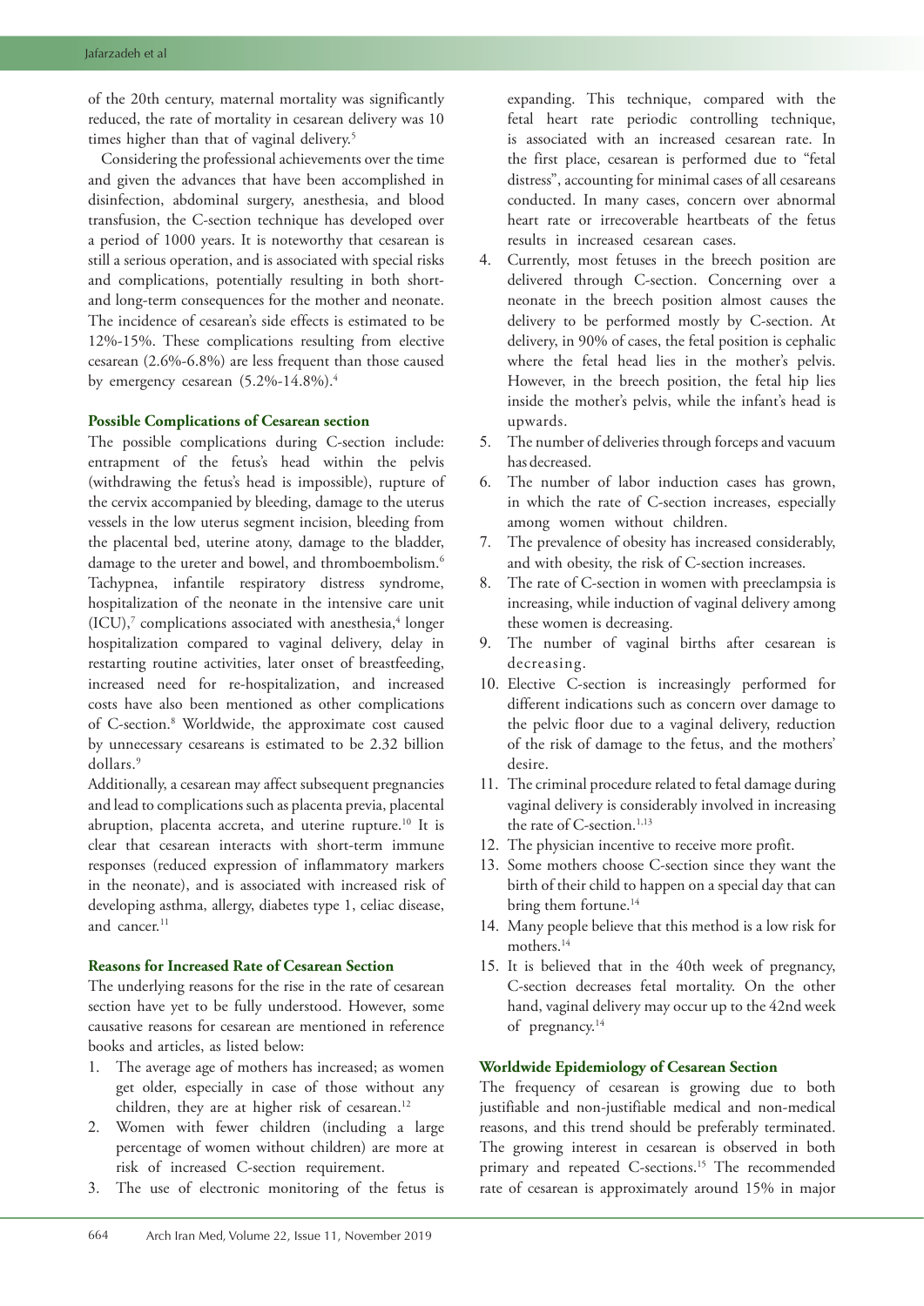of the 20th century, maternal mortality was significantly reduced, the rate of mortality in cesarean delivery was 10 times higher than that of vaginal delivery.[5]

Considering the professional achievements over the time and given the advances that have been accomplished in disinfection, abdominal surgery, anesthesia, and blood transfusion, the C-section technique has developed over a period of 1000 years. It is noteworthy that cesarean is still a serious operation, and is associated with special risks and complications, potentially resulting in both short- and long-term consequences for the mother and neonate. The incidence of cesarean's side effects is estimated to be 12%-15%. These complications resulting from elective cesarean (2.6%-6.8%) are less frequent than those caused by emergency cesarean (5.2%-14.8%).[4]

### Possible Complications of Cesarean section

The possible complications during C-section include: entrapment of the fetus's head within the pelvis (withdrawing the fetus's head is impossible), rupture of the cervix accompanied by bleeding, damage to the uterus vessels in the low uterus segment incision, bleeding from the placental bed, uterine atony, damage to the bladder, damage to the ureter and bowel, and thromboembolism.[6] Tachypnea, infantile respiratory distress syndrome, hospitalization of the neonate in the intensive care unit (ICU),[7] complications associated with anesthesia,[4] longer hospitalization compared to vaginal delivery, delay in restarting routine activities, later onset of breastfeeding, increased need for re-hospitalization, and increased costs have also been mentioned as other complications of C-section.[8] Worldwide, the approximate cost caused by unnecessary cesareans is estimated to be 2.32 billion dollars.[9]

Additionally, a cesarean may affect subsequent pregnancies and lead to complications such as placenta previa, placental abruption, placenta accreta, and uterine rupture.[10] It is clear that cesarean interacts with short-term immune responses (reduced expression of inflammatory markers in the neonate), and is associated with increased risk of developing asthma, allergy, diabetes type 1, celiac disease, and cancer.[11]

### Reasons for Increased Rate of Cesarean Section

The underlying reasons for the rise in the rate of cesarean section have yet to be fully understood. However, some causative reasons for cesarean are mentioned in reference books and articles, as listed below:

1. The average age of mothers has increased; as women get older, especially in case of those without any children, they are at higher risk of cesarean.[12]
2. Women with fewer children (including a large percentage of women without children) are more at risk of increased C-section requirement.
3. The use of electronic monitoring of the fetus is expanding. This technique, compared with the fetal heart rate periodic controlling technique, is associated with an increased cesarean rate. In the first place, cesarean is performed due to "fetal distress", accounting for minimal cases of all cesareans conducted. In many cases, concern over abnormal heart rate or irrecoverable heartbeats of the fetus results in increased cesarean cases.
4. Currently, most fetuses in the breech position are delivered through C-section. Concerning over a neonate in the breech position almost causes the delivery to be performed mostly by C-section. At delivery, in 90% of cases, the fetal position is cephalic where the fetal head lies in the mother's pelvis. However, in the breech position, the fetal hip lies inside the mother's pelvis, while the infant's head is upwards.
5. The number of deliveries through forceps and vacuum has decreased.
6. The number of labor induction cases has grown, in which the rate of C-section increases, especially among women without children.
7. The prevalence of obesity has increased considerably, and with obesity, the risk of C-section increases.
8. The rate of C-section in women with preeclampsia is increasing, while induction of vaginal delivery among these women is decreasing.
9. The number of vaginal births after cesarean is decreasing.
10. Elective C-section is increasingly performed for different indications such as concern over damage to the pelvic floor due to a vaginal delivery, reduction of the risk of damage to the fetus, and the mothers' desire.
11. The criminal procedure related to fetal damage during vaginal delivery is considerably involved in increasing the rate of C-section.[1,13]
12. The physician incentive to receive more profit.
13. Some mothers choose C-section since they want the birth of their child to happen on a special day that can bring them fortune.[14]
14. Many people believe that this method is a low risk for mothers.[14]
15. It is believed that in the 40th week of pregnancy, C-section decreases fetal mortality. On the other hand, vaginal delivery may occur up to the 42nd week of pregnancy.[14]

### Worldwide Epidemiology of Cesarean Section

The frequency of cesarean is growing due to both justifiable and non-justifiable medical and non-medical reasons, and this trend should be preferably terminated. The growing interest in cesarean is observed in both primary and repeated C-sections.[15] The recommended rate of cesarean is approximately around 15% in major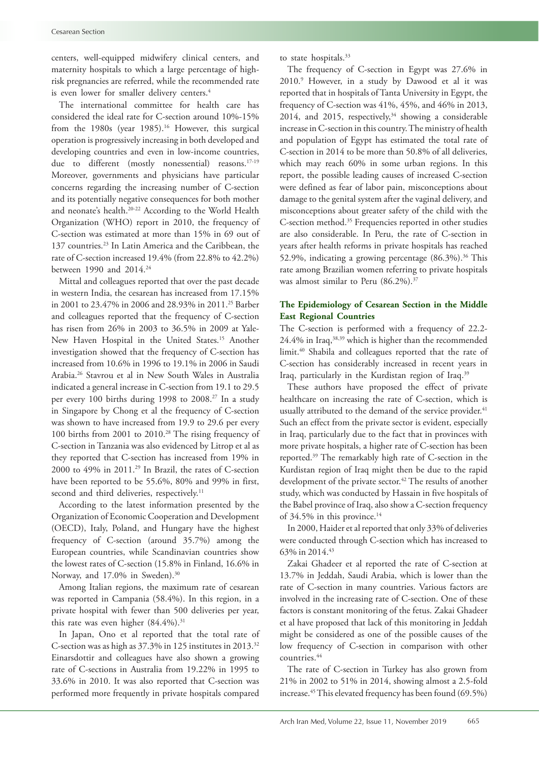centers, well-equipped midwifery clinical centers, and maternity hospitals to which a large percentage of high-risk pregnancies are referred, while the recommended rate is even lower for smaller delivery centers.[4]

The international committee for health care has considered the ideal rate for C-section around 10%-15% from the 1980s (year 1985).[16] However, this surgical operation is progressively increasing in both developed and developing countries and even in low-income countries, due to different (mostly nonessential) reasons.[17-19] Moreover, governments and physicians have particular concerns regarding the increasing number of C-section and its potentially negative consequences for both mother and neonate's health.[20-22] According to the World Health Organization (WHO) report in 2010, the frequency of C-section was estimated at more than 15% in 69 out of 137 countries.[23] In Latin America and the Caribbean, the rate of C-section increased 19.4% (from 22.8% to 42.2%) between 1990 and 2014.[24]

Mittal and colleagues reported that over the past decade in western India, the cesarean has increased from 17.15% in 2001 to 23.47% in 2006 and 28.93% in 2011.[25] Barber and colleagues reported that the frequency of C-section has risen from 26% in 2003 to 36.5% in 2009 at Yale-New Haven Hospital in the United States.[15] Another investigation showed that the frequency of C-section has increased from 10.6% in 1996 to 19.1% in 2006 in Saudi Arabia.[26] Stavrou et al in New South Wales in Australia indicated a general increase in C-section from 19.1 to 29.5 per every 100 births during 1998 to 2008.[27] In a study in Singapore by Chong et al the frequency of C-section was shown to have increased from 19.9 to 29.6 per every 100 births from 2001 to 2010.[28] The rising frequency of C-section in Tanzania was also evidenced by Litrop et al as they reported that C-section has increased from 19% in 2000 to 49% in 2011.[29] In Brazil, the rates of C-section have been reported to be 55.6%, 80% and 99% in first, second and third deliveries, respectively.[11]

According to the latest information presented by the Organization of Economic Cooperation and Development (OECD), Italy, Poland, and Hungary have the highest frequency of C-section (around 35.7%) among the European countries, while Scandinavian countries show the lowest rates of C-section (15.8% in Finland, 16.6% in Norway, and 17.0% in Sweden).[30]

Among Italian regions, the maximum rate of cesarean was reported in Campania (58.4%). In this region, in a private hospital with fewer than 500 deliveries per year, this rate was even higher (84.4%).[31]

In Japan, Ono et al reported that the total rate of C-section was as high as 37.3% in 125 institutes in 2013.[32] Einarsdottir and colleagues have also shown a growing rate of C-sections in Australia from 19.22% in 1995 to 33.6% in 2010. It was also reported that C-section was performed more frequently in private hospitals compared to state hospitals.[33]

The frequency of C-section in Egypt was 27.6% in 2010.[9] However, in a study by Dawood et al it was reported that in hospitals of Tanta University in Egypt, the frequency of C-section was 41%, 45%, and 46% in 2013, 2014, and 2015, respectively,[34] showing a considerable increase in C-section in this country. The ministry of health and population of Egypt has estimated the total rate of C-section in 2014 to be more than 50.8% of all deliveries, which may reach 60% in some urban regions. In this report, the possible leading causes of increased C-section were defined as fear of labor pain, misconceptions about damage to the genital system after the vaginal delivery, and misconceptions about greater safety of the child with the C-section method.[35] Frequencies reported in other studies are also considerable. In Peru, the rate of C-section in years after health reforms in private hospitals has reached 52.9%, indicating a growing percentage (86.3%).[36] This rate among Brazilian women referring to private hospitals was almost similar to Peru (86.2%).[37]

### The Epidemiology of Cesarean Section in the Middle East Regional Countries

The C-section is performed with a frequency of 22.2-24.4% in Iraq,[38,39] which is higher than the recommended limit.[40] Shabila and colleagues reported that the rate of C-section has considerably increased in recent years in Iraq, particularly in the Kurdistan region of Iraq.[39]

These authors have proposed the effect of private healthcare on increasing the rate of C-section, which is usually attributed to the demand of the service provider.[41] Such an effect from the private sector is evident, especially in Iraq, particularly due to the fact that in provinces with more private hospitals, a higher rate of C-section has been reported.[39] The remarkably high rate of C-section in the Kurdistan region of Iraq might then be due to the rapid development of the private sector.[42] The results of another study, which was conducted by Hassain in five hospitals of the Babel province of Iraq, also show a C-section frequency of 34.5% in this province.[14]

In 2000, Haider et al reported that only 33% of deliveries were conducted through C-section which has increased to 63% in 2014.[43]

Zakai Ghadeer et al reported the rate of C-section at 13.7% in Jeddah, Saudi Arabia, which is lower than the rate of C-section in many countries. Various factors are involved in the increasing rate of C-section. One of these factors is constant monitoring of the fetus. Zakai Ghadeer et al have proposed that lack of this monitoring in Jeddah might be considered as one of the possible causes of the low frequency of C-section in comparison with other countries.[44]

The rate of C-section in Turkey has also grown from 21% in 2002 to 51% in 2014, showing almost a 2.5-fold increase.[45] This elevated frequency has been found (69.5%)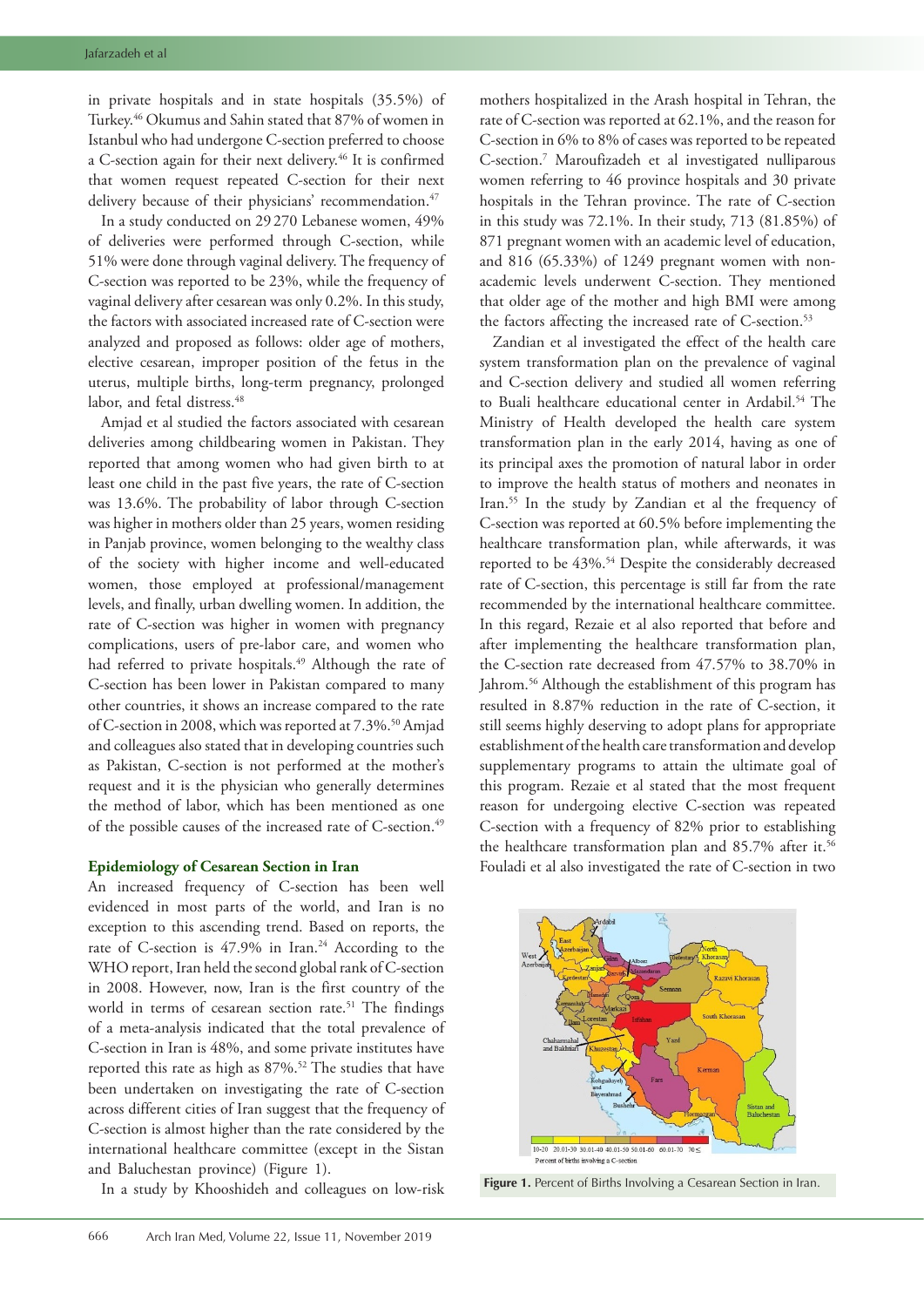in private hospitals and in state hospitals (35.5%) of Turkey.[46] Okumus and Sahin stated that 87% of women in Istanbul who had undergone C-section preferred to choose a C-section again for their next delivery.[46] It is confirmed that women request repeated C-section for their next delivery because of their physicians' recommendation.[47]

In a study conducted on 29 270 Lebanese women, 49% of deliveries were performed through C-section, while 51% were done through vaginal delivery. The frequency of C-section was reported to be 23%, while the frequency of vaginal delivery after cesarean was only 0.2%. In this study, the factors with associated increased rate of C-section were analyzed and proposed as follows: older age of mothers, elective cesarean, improper position of the fetus in the uterus, multiple births, long-term pregnancy, prolonged labor, and fetal distress.[48]

Amjad et al studied the factors associated with cesarean deliveries among childbearing women in Pakistan. They reported that among women who had given birth to at least one child in the past five years, the rate of C-section was 13.6%. The probability of labor through C-section was higher in mothers older than 25 years, women residing in Panjab province, women belonging to the wealthy class of the society with higher income and well-educated women, those employed at professional/management levels, and finally, urban dwelling women. In addition, the rate of C-section was higher in women with pregnancy complications, users of pre-labor care, and women who had referred to private hospitals.[49] Although the rate of C-section has been lower in Pakistan compared to many other countries, it shows an increase compared to the rate of C-section in 2008, which was reported at 7.3%.[50] Amjad and colleagues also stated that in developing countries such as Pakistan, C-section is not performed at the mother's request and it is the physician who generally determines the method of labor, which has been mentioned as one of the possible causes of the increased rate of C-section.[49]

### Epidemiology of Cesarean Section in Iran

An increased frequency of C-section has been well evidenced in most parts of the world, and Iran is no exception to this ascending trend. Based on reports, the rate of C-section is 47.9% in Iran.[24] According to the WHO report, Iran held the second global rank of C-section in 2008. However, now, Iran is the first country of the world in terms of cesarean section rate.[51] The findings of a meta-analysis indicated that the total prevalence of C-section in Iran is 48%, and some private institutes have reported this rate as high as 87%.[52] The studies that have been undertaken on investigating the rate of C-section across different cities of Iran suggest that the frequency of C-section is almost higher than the rate considered by the international healthcare committee (except in the Sistan and Baluchestan province) (Figure 1).

In a study by Khooshideh and colleagues on low-risk mothers hospitalized in the Arash hospital in Tehran, the rate of C-section was reported at 62.1%, and the reason for C-section in 6% to 8% of cases was reported to be repeated C-section.[7] Maroufizadeh et al investigated nulliparous women referring to 46 province hospitals and 30 private hospitals in the Tehran province. The rate of C-section in this study was 72.1%. In their study, 713 (81.85%) of 871 pregnant women with an academic level of education, and 816 (65.33%) of 1249 pregnant women with non-academic levels underwent C-section. They mentioned that older age of the mother and high BMI were among the factors affecting the increased rate of C-section.[53]

Zandian et al investigated the effect of the health care system transformation plan on the prevalence of vaginal and C-section delivery and studied all women referring to Buali healthcare educational center in Ardabil.[54] The Ministry of Health developed the health care system transformation plan in the early 2014, having as one of its principal axes the promotion of natural labor in order to improve the health status of mothers and neonates in Iran.[55] In the study by Zandian et al the frequency of C-section was reported at 60.5% before implementing the healthcare transformation plan, while afterwards, it was reported to be 43%.[54] Despite the considerably decreased rate of C-section, this percentage is still far from the rate recommended by the international healthcare committee. In this regard, Rezaie et al also reported that before and after implementing the healthcare transformation plan, the C-section rate decreased from 47.57% to 38.70% in Jahrom.[56] Although the establishment of this program has resulted in 8.87% reduction in the rate of C-section, it still seems highly deserving to adopt plans for appropriate establishment of the health care transformation and develop supplementary programs to attain the ultimate goal of this program. Rezaie et al stated that the most frequent reason for undergoing elective C-section was repeated C-section with a frequency of 82% prior to establishing the healthcare transformation plan and 85.7% after it.[56] Fouladi et al also investigated the rate of C-section in two

**Figure 1.** Percent of Births Involving a Cesarean Section in Iran.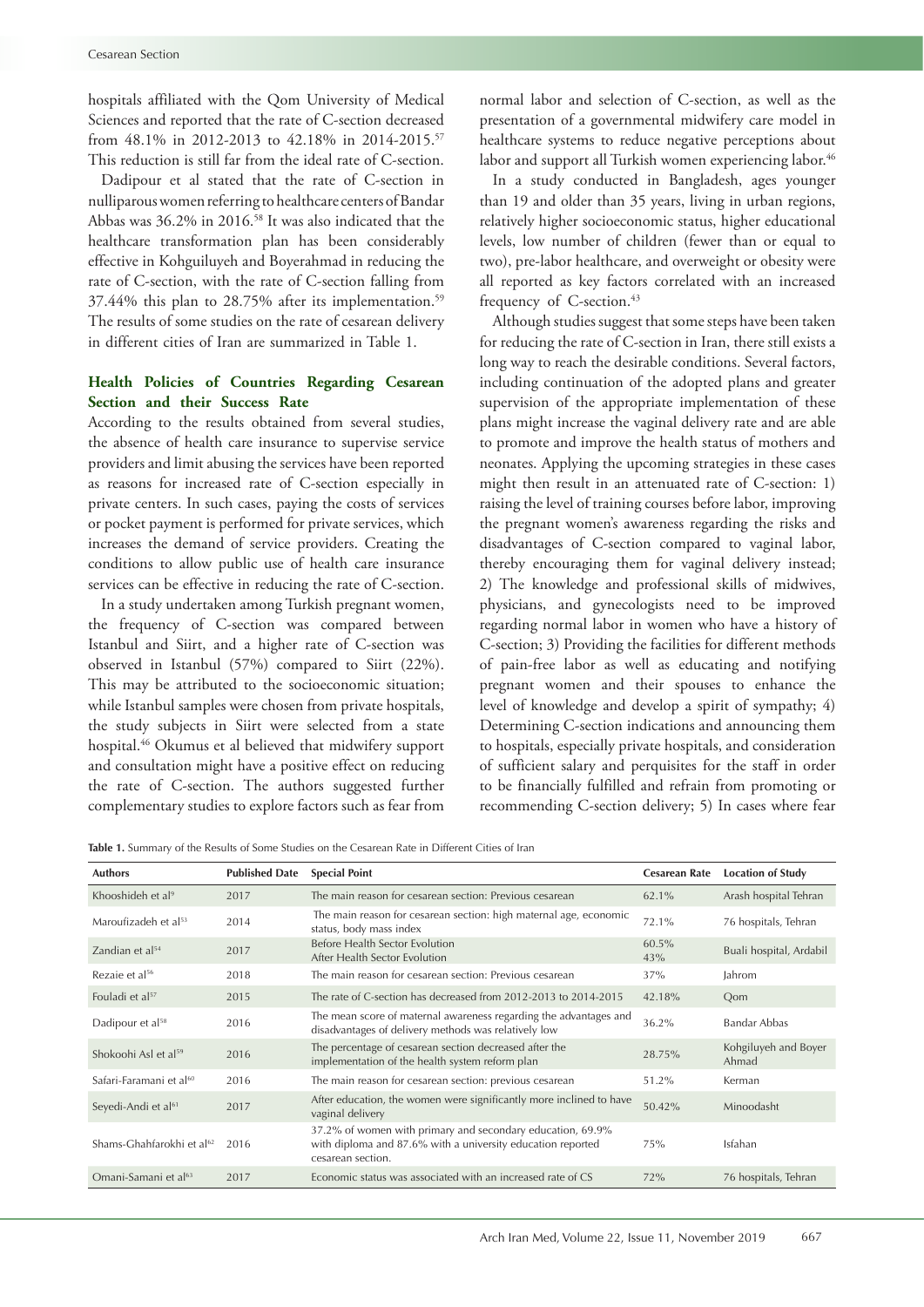hospitals affiliated with the Qom University of Medical Sciences and reported that the rate of C-section decreased from 48.1% in 2012-2013 to 42.18% in 2014-2015.[57] This reduction is still far from the ideal rate of C-section.

Dadipour et al stated that the rate of C-section in nulliparous women referring to healthcare centers of Bandar Abbas was 36.2% in 2016.[58] It was also indicated that the healthcare transformation plan has been considerably effective in Kohguiluyeh and Boyerahmad in reducing the rate of C-section, with the rate of C-section falling from 37.44% this plan to 28.75% after its implementation.[59] The results of some studies on the rate of cesarean delivery in different cities of Iran are summarized in Table 1.

## Health Policies of Countries Regarding Cesarean Section and their Success Rate

According to the results obtained from several studies, the absence of health care insurance to supervise service providers and limit abusing the services have been reported as reasons for increased rate of C-section especially in private centers. In such cases, paying the costs of services or pocket payment is performed for private services, which increases the demand of service providers. Creating the conditions to allow public use of health care insurance services can be effective in reducing the rate of C-section.

In a study undertaken among Turkish pregnant women, the frequency of C-section was compared between Istanbul and Siirt, and a higher rate of C-section was observed in Istanbul (57%) compared to Siirt (22%). This may be attributed to the socioeconomic situation; while Istanbul samples were chosen from private hospitals, the study subjects in Siirt were selected from a state hospital.[46] Okumus et al believed that midwifery support and consultation might have a positive effect on reducing the rate of C-section. The authors suggested further complementary studies to explore factors such as fear from normal labor and selection of C-section, as well as the presentation of a governmental midwifery care model in healthcare systems to reduce negative perceptions about labor and support all Turkish women experiencing labor.[46]

In a study conducted in Bangladesh, ages younger than 19 and older than 35 years, living in urban regions, relatively higher socioeconomic status, higher educational levels, low number of children (fewer than or equal to two), pre-labor healthcare, and overweight or obesity were all reported as key factors correlated with an increased frequency of C-section.[43]

Although studies suggest that some steps have been taken for reducing the rate of C-section in Iran, there still exists a long way to reach the desirable conditions. Several factors, including continuation of the adopted plans and greater supervision of the appropriate implementation of these plans might increase the vaginal delivery rate and are able to promote and improve the health status of mothers and neonates. Applying the upcoming strategies in these cases might then result in an attenuated rate of C-section: 1) raising the level of training courses before labor, improving the pregnant women's awareness regarding the risks and disadvantages of C-section compared to vaginal labor, thereby encouraging them for vaginal delivery instead; 2) The knowledge and professional skills of midwives, physicians, and gynecologists need to be improved regarding normal labor in women who have a history of C-section; 3) Providing the facilities for different methods of pain-free labor as well as educating and notifying pregnant women and their spouses to enhance the level of knowledge and develop a spirit of sympathy; 4) Determining C-section indications and announcing them to hospitals, especially private hospitals, and consideration of sufficient salary and perquisites for the staff in order to be financially fulfilled and refrain from promoting or recommending C-section delivery; 5) In cases where fear

**Table 1.** Summary of the Results of Some Studies on the Cesarean Rate in Different Cities of Iran

| Authors | Published Date | Special Point | Cesarean Rate | Location of Study |
|---|---|---|---|---|
| Khooshideh et al[9] | 2017 | The main reason for cesarean section: Previous cesarean | 62.1% | Arash hospital Tehran |
| Maroufizadeh et al[53] | 2014 | The main reason for cesarean section: high maternal age, economic status, body mass index | 72.1% | 76 hospitals, Tehran |
| Zandian et al[54] | 2017 | Before Health Sector Evolution<br>After Health Sector Evolution | 60.5%<br>43% | Buali hospital, Ardabil |
| Rezaie et al[56] | 2018 | The main reason for cesarean section: Previous cesarean | 37% | Jahrom |
| Fouladi et al[57] | 2015 | The rate of C-section has decreased from 2012-2013 to 2014-2015 | 42.18% | Qom |
| Dadipour et al[58] | 2016 | The mean score of maternal awareness regarding the advantages and disadvantages of delivery methods was relatively low | 36.2% | Bandar Abbas |
| Shokoohi Asl et al[59] | 2016 | The percentage of cesarean section decreased after the implementation of the health system reform plan | 28.75% | Kohgiluyeh and Boyer Ahmad |
| Safari-Faramani et al[60] | 2016 | The main reason for cesarean section: previous cesarean | 51.2% | Kerman |
| Seyedi-Andi et al[61] | 2017 | After education, the women were significantly more inclined to have vaginal delivery | 50.42% | Minoodasht |
| Shams-Ghahfarokhi et al[62] | 2016 | 37.2% of women with primary and secondary education, 69.9% with diploma and 87.6% with a university education reported cesarean section. | 75% | Isfahan |
| Omani-Samani et al[63] | 2017 | Economic status was associated with an increased rate of CS | 72% | 76 hospitals, Tehran |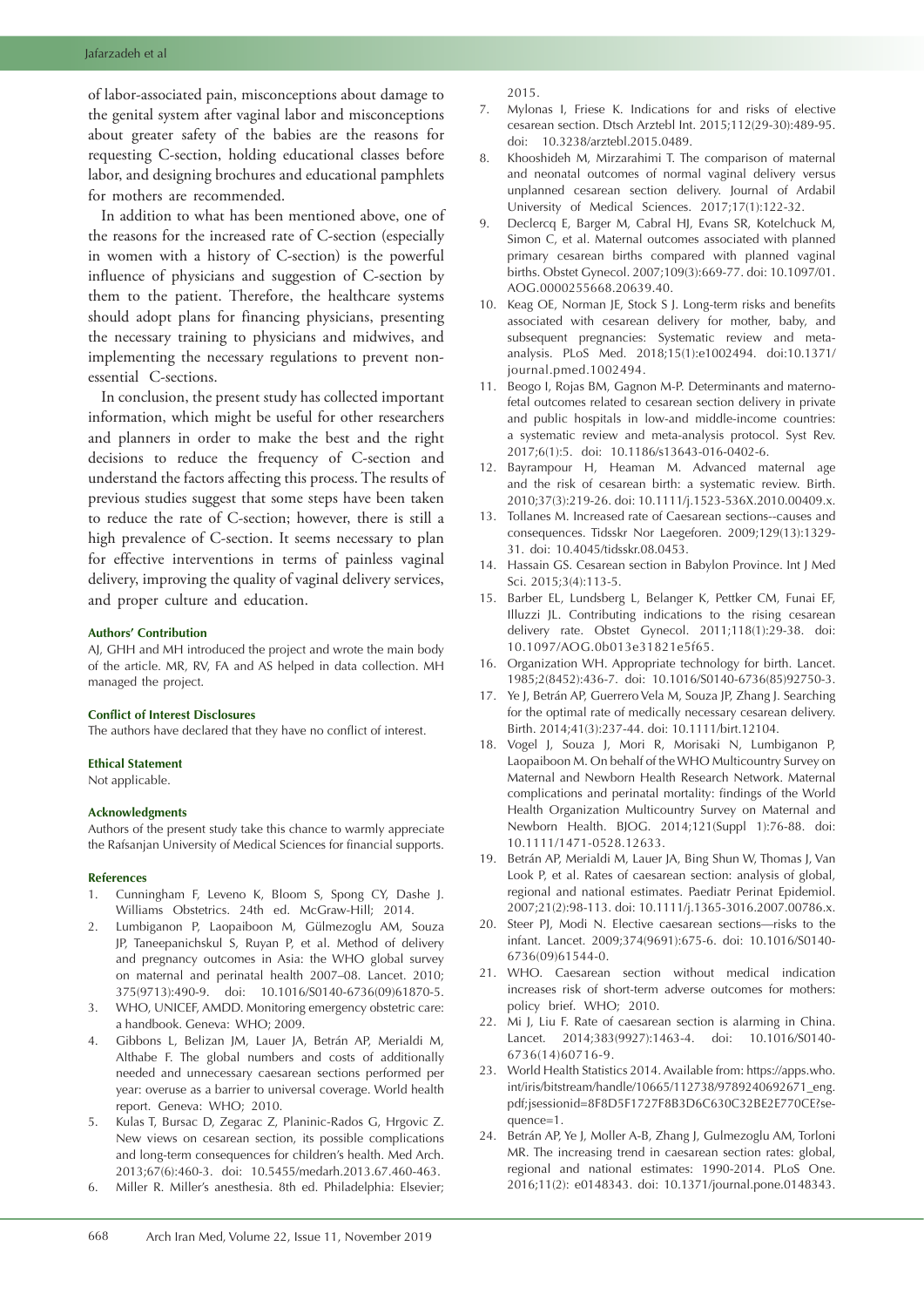of labor-associated pain, misconceptions about damage to the genital system after vaginal labor and misconceptions about greater safety of the babies are the reasons for requesting C-section, holding educational classes before labor, and designing brochures and educational pamphlets for mothers are recommended.

In addition to what has been mentioned above, one of the reasons for the increased rate of C-section (especially in women with a history of C-section) is the powerful influence of physicians and suggestion of C-section by them to the patient. Therefore, the healthcare systems should adopt plans for financing physicians, presenting the necessary training to physicians and midwives, and implementing the necessary regulations to prevent non-essential C-sections.

In conclusion, the present study has collected important information, which might be useful for other researchers and planners in order to make the best and the right decisions to reduce the frequency of C-section and understand the factors affecting this process. The results of previous studies suggest that some steps have been taken to reduce the rate of C-section; however, there is still a high prevalence of C-section. It seems necessary to plan for effective interventions in terms of painless vaginal delivery, improving the quality of vaginal delivery services, and proper culture and education.

#### Authors' Contribution

AJ, GHH and MH introduced the project and wrote the main body of the article. MR, RV, FA and AS helped in data collection. MH managed the project.

#### Conflict of Interest Disclosures

The authors have declared that they have no conflict of interest.

#### Ethical Statement

Not applicable.

#### Acknowledgments

Authors of the present study take this chance to warmly appreciate the Rafsanjan University of Medical Sciences for financial supports.

#### References

1. Cunningham F, Leveno K, Bloom S, Spong CY, Dashe J. Williams Obstetrics. 24th ed. McGraw-Hill; 2014.
2. Lumbiganon P, Laopaiboon M, Gülmezoglu AM, Souza JP, Taneepanichskul S, Ruyan P, et al. Method of delivery and pregnancy outcomes in Asia: the WHO global survey on maternal and perinatal health 2007–08. Lancet. 2010; 375(9713):490-9. doi: 10.1016/S0140-6736(09)61870-5.
3. WHO, UNICEF, AMDD. Monitoring emergency obstetric care: a handbook. Geneva: WHO; 2009.
4. Gibbons L, Belizan JM, Lauer JA, Betrán AP, Merialdi M, Althabe F. The global numbers and costs of additionally needed and unnecessary caesarean sections performed per year: overuse as a barrier to universal coverage. World health report. Geneva: WHO; 2010.
5. Kulas T, Bursac D, Zegarac Z, Planinic-Rados G, Hrgovic Z. New views on cesarean section, its possible complications and long-term consequences for children's health. Med Arch. 2013;67(6):460-3. doi: 10.5455/medarh.2013.67.460-463.
6. Miller R. Miller's anesthesia. 8th ed. Philadelphia: Elsevier; 2015.
7. Mylonas I, Friese K. Indications for and risks of elective cesarean section. Dtsch Arztebl Int. 2015;112(29-30):489-95. doi: 10.3238/arztebl.2015.0489.
8. Khooshideh M, Mirzarahimi T. The comparison of maternal and neonatal outcomes of normal vaginal delivery versus unplanned cesarean section delivery. Journal of Ardabil University of Medical Sciences. 2017;17(1):122-32.
9. Declercq E, Barger M, Cabral HJ, Evans SR, Kotelchuck M, Simon C, et al. Maternal outcomes associated with planned primary cesarean births compared with planned vaginal births. Obstet Gynecol. 2007;109(3):669-77. doi: 10.1097/01.AOG.0000255668.20639.40.
10. Keag OE, Norman JE, Stock S J. Long-term risks and benefits associated with cesarean delivery for mother, baby, and subsequent pregnancies: Systematic review and meta-analysis. PLoS Med. 2018;15(1):e1002494. doi:10.1371/journal.pmed.1002494.
11. Beogo I, Rojas BM, Gagnon M-P. Determinants and materno-fetal outcomes related to cesarean section delivery in private and public hospitals in low-and middle-income countries: a systematic review and meta-analysis protocol. Syst Rev. 2017;6(1):5. doi: 10.1186/s13643-016-0402-6.
12. Bayrampour H, Heaman M. Advanced maternal age and the risk of cesarean birth: a systematic review. Birth. 2010;37(3):219-26. doi: 10.1111/j.1523-536X.2010.00409.x.
13. Tollanes M. Increased rate of Caesarean sections--causes and consequences. Tidsskr Nor Laegeforen. 2009;129(13):1329-31. doi: 10.4045/tidsskr.08.0453.
14. Hassain GS. Cesarean section in Babylon Province. Int J Med Sci. 2015;3(4):113-5.
15. Barber EL, Lundsberg L, Belanger K, Pettker CM, Funai EF, Illuzzi JL. Contributing indications to the rising cesarean delivery rate. Obstet Gynecol. 2011;118(1):29-38. doi: 10.1097/AOG.0b013e31821e5f65.
16. Organization WH. Appropriate technology for birth. Lancet. 1985;2(8452):436-7. doi: 10.1016/S0140-6736(85)92750-3.
17. Ye J, Betrán AP, Guerrero Vela M, Souza JP, Zhang J. Searching for the optimal rate of medically necessary cesarean delivery. Birth. 2014;41(3):237-44. doi: 10.1111/birt.12104.
18. Vogel J, Souza J, Mori R, Morisaki N, Lumbiganon P, Laopaiboon M. On behalf of the WHO Multicountry Survey on Maternal and Newborn Health Research Network. Maternal complications and perinatal mortality: findings of the World Health Organization Multicountry Survey on Maternal and Newborn Health. BJOG. 2014;121(Suppl 1):76-88. doi: 10.1111/1471-0528.12633.
19. Betrán AP, Merialdi M, Lauer JA, Bing Shun W, Thomas J, Van Look P, et al. Rates of caesarean section: analysis of global, regional and national estimates. Paediatr Perinat Epidemiol. 2007;21(2):98-113. doi: 10.1111/j.1365-3016.2007.00786.x.
20. Steer PJ, Modi N. Elective caesarean sections—risks to the infant. Lancet. 2009;374(9691):675-6. doi: 10.1016/S0140-6736(09)61544-0.
21. WHO. Caesarean section without medical indication increases risk of short-term adverse outcomes for mothers: policy brief. WHO; 2010.
22. Mi J, Liu F. Rate of caesarean section is alarming in China. Lancet. 2014;383(9927):1463-4. doi: 10.1016/S0140-6736(14)60716-9.
23. World Health Statistics 2014. Available from: https://apps.who.int/iris/bitstream/handle/10665/112738/9789240692671_eng.pdf;jsessionid=8F8D5F1727F8B3D6C630C32BE2E770CE?sequence=1.
24. Betrán AP, Ye J, Moller A-B, Zhang J, Gulmezoglu AM, Torloni MR. The increasing trend in caesarean section rates: global, regional and national estimates: 1990-2014. PLoS One. 2016;11(2): e0148343. doi: 10.1371/journal.pone.0148343.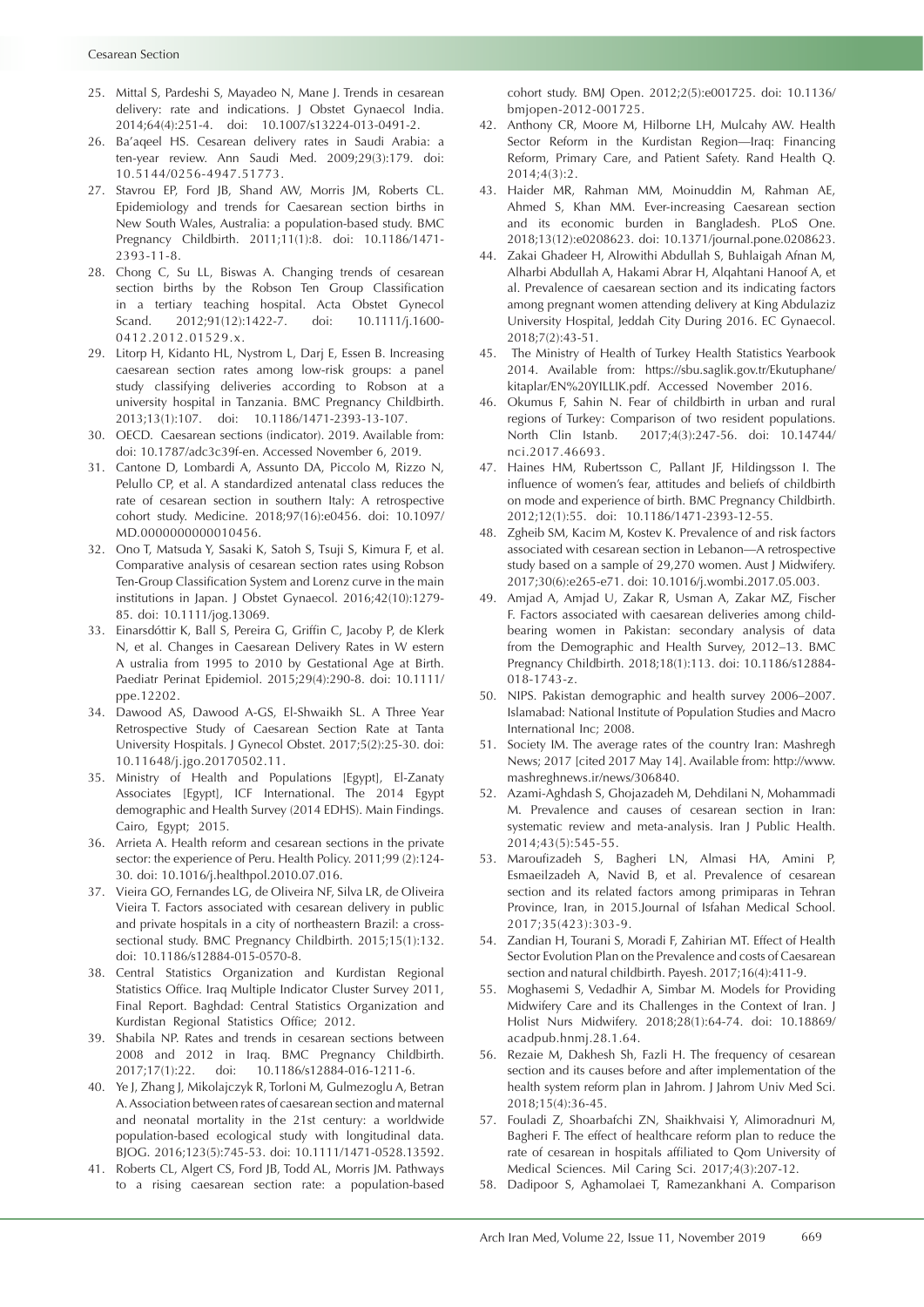25. Mittal S, Pardeshi S, Mayadeo N, Mane J. Trends in cesarean delivery: rate and indications. J Obstet Gynaecol India. 2014;64(4):251-4. doi: 10.1007/s13224-013-0491-2.
26. Ba'aqeel HS. Cesarean delivery rates in Saudi Arabia: a ten-year review. Ann Saudi Med. 2009;29(3):179. doi: 10.5144/0256-4947.51773.
27. Stavrou EP, Ford JB, Shand AW, Morris JM, Roberts CL. Epidemiology and trends for Caesarean section births in New South Wales, Australia: a population-based study. BMC Pregnancy Childbirth. 2011;11(1):8. doi: 10.1186/1471-2393-11-8.
28. Chong C, Su LL, Biswas A. Changing trends of cesarean section births by the Robson Ten Group Classification in a tertiary teaching hospital. Acta Obstet Gynecol Scand. 2012;91(12):1422-7. doi: 10.1111/j.1600-0412.2012.01529.x.
29. Litorp H, Kidanto HL, Nystrom L, Darj E, Essen B. Increasing caesarean section rates among low-risk groups: a panel study classifying deliveries according to Robson at a university hospital in Tanzania. BMC Pregnancy Childbirth. 2013;13(1):107. doi: 10.1186/1471-2393-13-107.
30. OECD. Caesarean sections (indicator). 2019. Available from: doi: 10.1787/adc3c39f-en. Accessed November 6, 2019.
31. Cantone D, Lombardi A, Assunto DA, Piccolo M, Rizzo N, Pelullo CP, et al. A standardized antenatal class reduces the rate of cesarean section in southern Italy: A retrospective cohort study. Medicine. 2018;97(16):e0456. doi: 10.1097/MD.0000000000010456.
32. Ono T, Matsuda Y, Sasaki K, Satoh S, Tsuji S, Kimura F, et al. Comparative analysis of cesarean section rates using Robson Ten-Group Classification System and Lorenz curve in the main institutions in Japan. J Obstet Gynaecol. 2016;42(10):1279-85. doi: 10.1111/jog.13069.
33. Einarsdóttir K, Ball S, Pereira G, Griffin C, Jacoby P, de Klerk N, et al. Changes in Caesarean Delivery Rates in W estern A ustralia from 1995 to 2010 by Gestational Age at Birth. Paediatr Perinat Epidemiol. 2015;29(4):290-8. doi: 10.1111/ppe.12202.
34. Dawood AS, Dawood A-GS, El-Shwaikh SL. A Three Year Retrospective Study of Caesarean Section Rate at Tanta University Hospitals. J Gynecol Obstet. 2017;5(2):25-30. doi: 10.11648/j.jgo.20170502.11.
35. Ministry of Health and Populations [Egypt], El-Zanaty Associates [Egypt], ICF International. The 2014 Egypt demographic and Health Survey (2014 EDHS). Main Findings. Cairo, Egypt; 2015.
36. Arrieta A. Health reform and cesarean sections in the private sector: the experience of Peru. Health Policy. 2011;99 (2):124-30. doi: 10.1016/j.healthpol.2010.07.016.
37. Vieira GO, Fernandes LG, de Oliveira NF, Silva LR, de Oliveira Vieira T. Factors associated with cesarean delivery in public and private hospitals in a city of northeastern Brazil: a cross-sectional study. BMC Pregnancy Childbirth. 2015;15(1):132. doi: 10.1186/s12884-015-0570-8.
38. Central Statistics Organization and Kurdistan Regional Statistics Office. Iraq Multiple Indicator Cluster Survey 2011, Final Report. Baghdad: Central Statistics Organization and Kurdistan Regional Statistics Office; 2012.
39. Shabila NP. Rates and trends in cesarean sections between 2008 and 2012 in Iraq. BMC Pregnancy Childbirth. 2017;17(1):22. doi: 10.1186/s12884-016-1211-6.
40. Ye J, Zhang J, Mikolajczyk R, Torloni M, Gulmezoglu A, Betran A. Association between rates of caesarean section and maternal and neonatal mortality in the 21st century: a worldwide population-based ecological study with longitudinal data. BJOG. 2016;123(5):745-53. doi: 10.1111/1471-0528.13592.
41. Roberts CL, Algert CS, Ford JB, Todd AL, Morris JM. Pathways to a rising caesarean section rate: a population-based cohort study. BMJ Open. 2012;2(5):e001725. doi: 10.1136/bmjopen-2012-001725.
42. Anthony CR, Moore M, Hilborne LH, Mulcahy AW. Health Sector Reform in the Kurdistan Region—Iraq: Financing Reform, Primary Care, and Patient Safety. Rand Health Q. 2014;4(3):2.
43. Haider MR, Rahman MM, Moinuddin M, Rahman AE, Ahmed S, Khan MM. Ever-increasing Caesarean section and its economic burden in Bangladesh. PLoS One. 2018;13(12):e0208623. doi: 10.1371/journal.pone.0208623.
44. Zakai Ghadeer H, Alrowithi Abdullah S, Buhlaigah Afnan M, Alharbi Abdullah A, Hakami Abrar H, Alqahtani Hanoof A, et al. Prevalence of caesarean section and its indicating factors among pregnant women attending delivery at King Abdulaziz University Hospital, Jeddah City During 2016. EC Gynaecol. 2018;7(2):43-51.
45. The Ministry of Health of Turkey Health Statistics Yearbook 2014. Available from: https://sbu.saglik.gov.tr/Ekutuphane/kitaplar/EN%20YILLIK.pdf. Accessed November 2016.
46. Okumus F, Sahin N. Fear of childbirth in urban and rural regions of Turkey: Comparison of two resident populations. North Clin Istanb. 2017;4(3):247-56. doi: 10.14744/nci.2017.46693.
47. Haines HM, Rubertsson C, Pallant JF, Hildingsson I. The influence of women's fear, attitudes and beliefs of childbirth on mode and experience of birth. BMC Pregnancy Childbirth. 2012;12(1):55. doi: 10.1186/1471-2393-12-55.
48. Zgheib SM, Kacim M, Kostev K. Prevalence of and risk factors associated with cesarean section in Lebanon—A retrospective study based on a sample of 29,270 women. Aust J Midwifery. 2017;30(6):e265-e71. doi: 10.1016/j.wombi.2017.05.003.
49. Amjad A, Amjad U, Zakar R, Usman A, Zakar MZ, Fischer F. Factors associated with caesarean deliveries among child-bearing women in Pakistan: secondary analysis of data from the Demographic and Health Survey, 2012–13. BMC Pregnancy Childbirth. 2018;18(1):113. doi: 10.1186/s12884-018-1743-z.
50. NIPS. Pakistan demographic and health survey 2006–2007. Islamabad: National Institute of Population Studies and Macro International Inc; 2008.
51. Society IM. The average rates of the country Iran: Mashregh News; 2017 [cited 2017 May 14]. Available from: http://www.mashreghnews.ir/news/306840.
52. Azami-Aghdash S, Ghojazadeh M, Dehdilani N, Mohammadi M. Prevalence and causes of cesarean section in Iran: systematic review and meta-analysis. Iran J Public Health. 2014;43(5):545-55.
53. Maroufizadeh S, Bagheri LN, Almasi HA, Amini P, Esmaeilzadeh A, Navid B, et al. Prevalence of cesarean section and its related factors among primiparas in Tehran Province, Iran, in 2015.Journal of Isfahan Medical School. 2017;35(423):303-9.
54. Zandian H, Tourani S, Moradi F, Zahirian MT. Effect of Health Sector Evolution Plan on the Prevalence and costs of Caesarean section and natural childbirth. Payesh. 2017;16(4):411-9.
55. Moghasemi S, Vedadhir A, Simbar M. Models for Providing Midwifery Care and its Challenges in the Context of Iran. J Holist Nurs Midwifery. 2018;28(1):64-74. doi: 10.18869/acadpub.hnmj.28.1.64.
56. Rezaie M, Dakhesh Sh, Fazli H. The frequency of cesarean section and its causes before and after implementation of the health system reform plan in Jahrom. J Jahrom Univ Med Sci. 2018;15(4):36-45.
57. Fouladi Z, Shoarbafchi ZN, Shaikhvaisi Y, Alimoradnuri M, Bagheri F. The effect of healthcare reform plan to reduce the rate of cesarean in hospitals affiliated to Qom University of Medical Sciences. Mil Caring Sci. 2017;4(3):207-12.
58. Dadipoor S, Aghamolaei T, Ramezankhani A. Comparison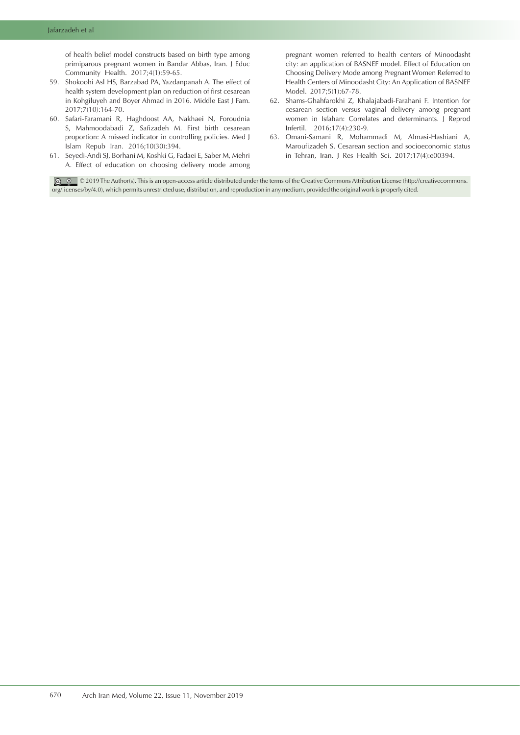of health belief model constructs based on birth type among primiparous pregnant women in Bandar Abbas, Iran. J Educ Community Health. 2017;4(1):59-65.

59. Shokoohi Asl HS, Barzabad PA, Yazdanpanah A. The effect of health system development plan on reduction of first cesarean in Kohgiluyeh and Boyer Ahmad in 2016. Middle East J Fam. 2017;7(10):164-70.
60. Safari-Faramani R, Haghdoost AA, Nakhaei N, Foroudnia S, Mahmoodabadi Z, Safizadeh M. First birth cesarean proportion: A missed indicator in controlling policies. Med J Islam Repub Iran. 2016;10(30):394.
61. Seyedi-Andi SJ, Borhani M, Koshki G, Fadaei E, Saber M, Mehri A. Effect of education on choosing delivery mode among pregnant women referred to health centers of Minoodasht city: an application of BASNEF model. Effect of Education on Choosing Delivery Mode among Pregnant Women Referred to Health Centers of Minoodasht City: An Application of BASNEF Model. 2017;5(1):67-78.
62. Shams-Ghahfarokhi Z, Khalajabadi-Farahani F. Intention for cesarean section versus vaginal delivery among pregnant women in Isfahan: Correlates and determinants. J Reprod Infertil. 2016;17(4):230-9.
63. Omani-Samani R, Mohammadi M, Almasi-Hashiani A, Maroufizadeh S. Cesarean section and socioeconomic status in Tehran, Iran. J Res Health Sci. 2017;17(4):e00394.

© 2019 The Author(s). This is an open-access article distributed under the terms of the Creative Commons Attribution License (http://creativecommons.org/licenses/by/4.0), which permits unrestricted use, distribution, and reproduction in any medium, provided the original work is properly cited.